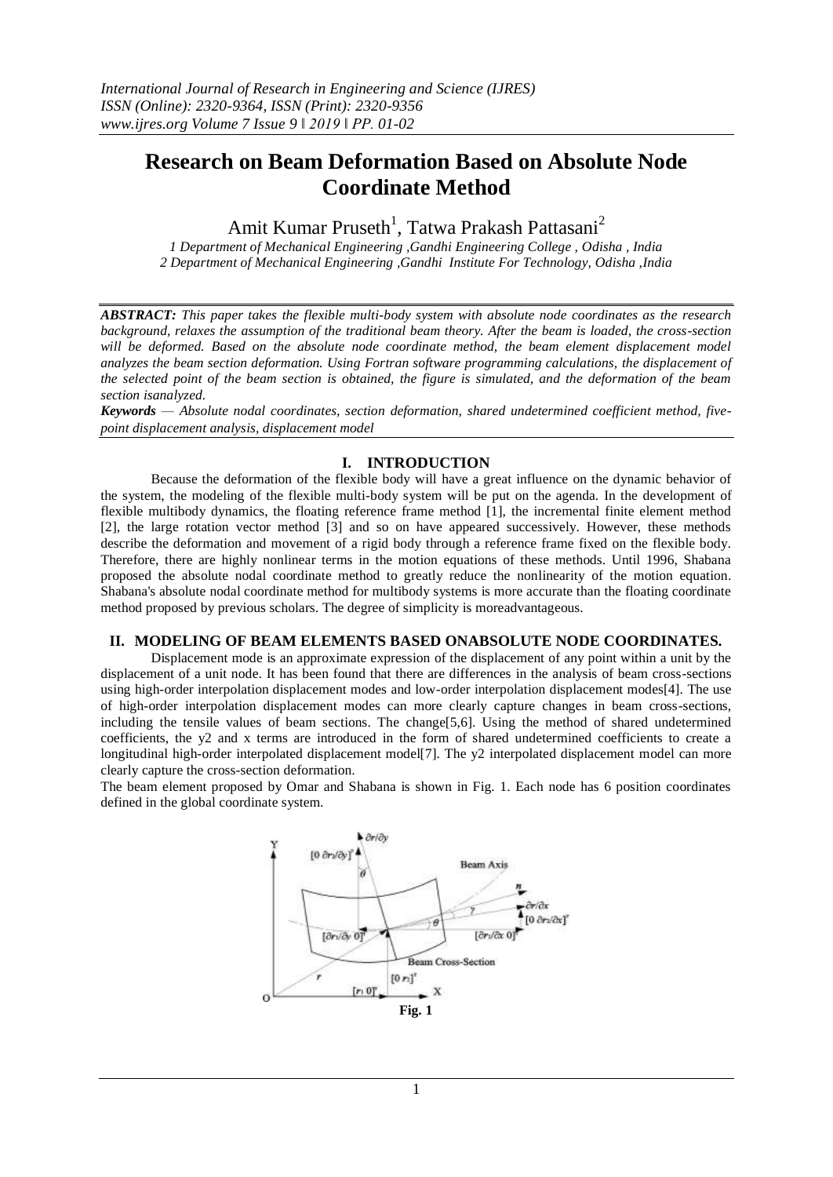# Research on Beam Deformation Based on Absolute Node Coordinate Method

Amit Kumar Pruseth[1], Tatwa Prakash Pattasani[2]

*1 Department of Mechanical Engineering ,Gandhi Engineering College , Odisha , India*
*2 Department of Mechanical Engineering ,Gandhi Institute For Technology, Odisha ,India*

***ABSTRACT:*** *This paper takes the flexible multi-body system with absolute node coordinates as the research background, relaxes the assumption of the traditional beam theory. After the beam is loaded, the cross-section will be deformed. Based on the absolute node coordinate method, the beam element displacement model analyzes the beam section deformation. Using Fortran software programming calculations, the displacement of the selected point of the beam section is obtained, the figure is simulated, and the deformation of the beam section isanalyzed.*

***Keywords*** *— Absolute nodal coordinates, section deformation, shared undetermined coefficient method, five-point displacement analysis, displacement model*

## I. INTRODUCTION

Because the deformation of the flexible body will have a great influence on the dynamic behavior of the system, the modeling of the flexible multi-body system will be put on the agenda. In the development of flexible multibody dynamics, the floating reference frame method [1], the incremental finite element method [2], the large rotation vector method [3] and so on have appeared successively. However, these methods describe the deformation and movement of a rigid body through a reference frame fixed on the flexible body. Therefore, there are highly nonlinear terms in the motion equations of these methods. Until 1996, Shabana proposed the absolute nodal coordinate method to greatly reduce the nonlinearity of the motion equation. Shabana's absolute nodal coordinate method for multibody systems is more accurate than the floating coordinate method proposed by previous scholars. The degree of simplicity is moreadvantageous.

## II. MODELING OF BEAM ELEMENTS BASED ONABSOLUTE NODE COORDINATES.

Displacement mode is an approximate expression of the displacement of any point within a unit by the displacement of a unit node. It has been found that there are differences in the analysis of beam cross-sections using high-order interpolation displacement modes and low-order interpolation displacement modes[4]. The use of high-order interpolation displacement modes can more clearly capture changes in beam cross-sections, including the tensile values of beam sections. The change[5,6]. Using the method of shared undetermined coefficients, the $y^2$ and x terms are introduced in the form of shared undetermined coefficients to create a longitudinal high-order interpolated displacement model[7]. The $y^2$ interpolated displacement model can more clearly capture the cross-section deformation.

The beam element proposed by Omar and Shabana is shown in Fig. 1. Each node has 6 position coordinates defined in the global coordinate system.

**Fig. 1**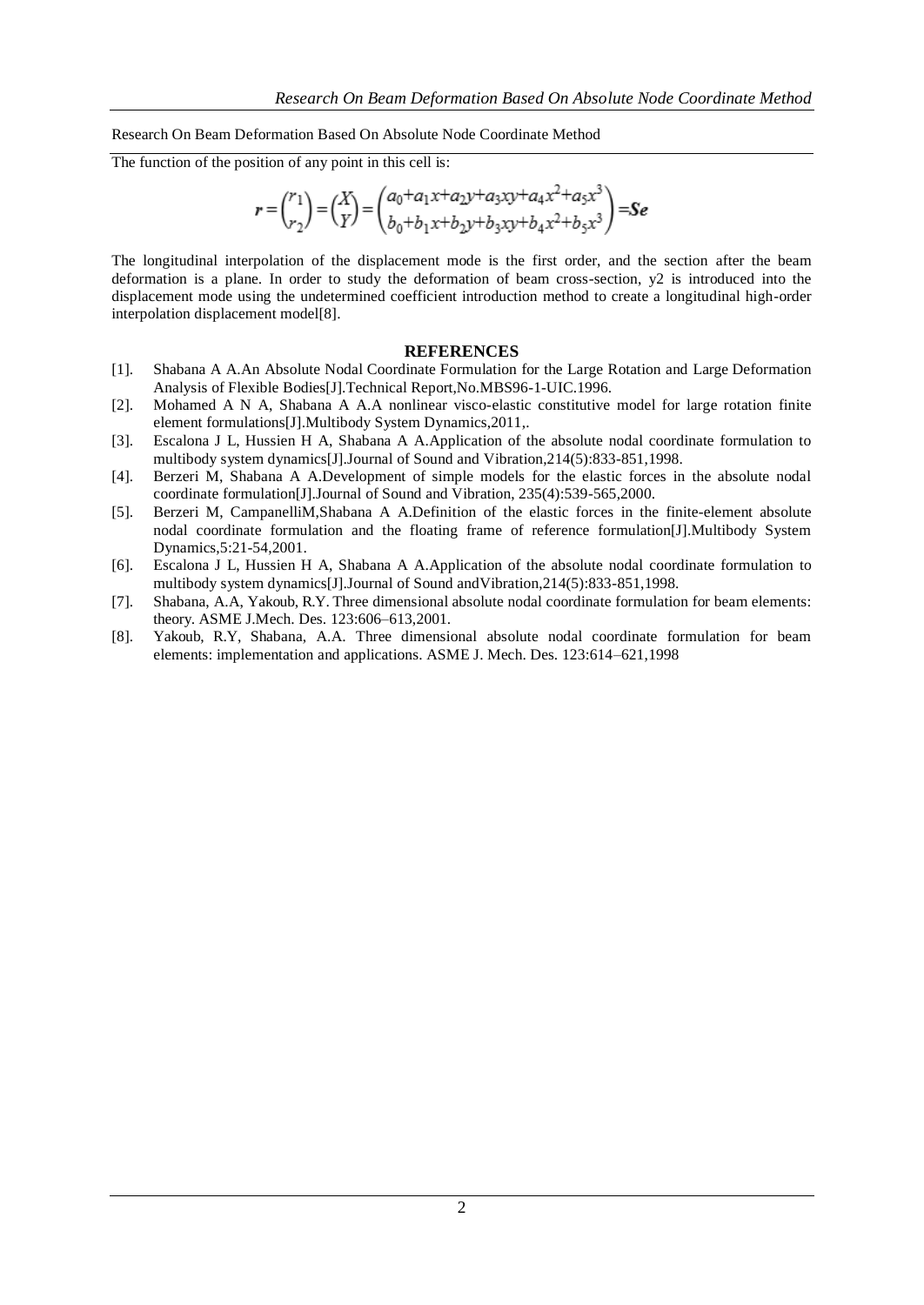Research On Beam Deformation Based On Absolute Node Coordinate Method

The function of the position of any point in this cell is:

$$r = \binom{r_1}{r_2} = \binom{X}{Y} = \begin{pmatrix} a_0 + a_1 x + a_2 y + a_3 xy + a_4 x^2 + a_5 x^3 \\ b_0 + b_1 x + b_2 y + b_3 xy + b_4 x^2 + b_5 x^3 \end{pmatrix} = \boldsymbol{Se}$$

The longitudinal interpolation of the displacement mode is the first order, and the section after the beam deformation is a plane. In order to study the deformation of beam cross-section, y2 is introduced into the displacement mode using the undetermined coefficient introduction method to create a longitudinal high-order interpolation displacement model[8].

## REFERENCES

[1]. Shabana A A.An Absolute Nodal Coordinate Formulation for the Large Rotation and Large Deformation Analysis of Flexible Bodies[J].Technical Report,No.MBS96-1-UIC.1996.

[2]. Mohamed A N A, Shabana A A.A nonlinear visco-elastic constitutive model for large rotation finite element formulations[J].Multibody System Dynamics,2011,.

[3]. Escalona J L, Hussien H A, Shabana A A.Application of the absolute nodal coordinate formulation to multibody system dynamics[J].Journal of Sound and Vibration,214(5):833-851,1998.

[4]. Berzeri M, Shabana A A.Development of simple models for the elastic forces in the absolute nodal coordinate formulation[J].Journal of Sound and Vibration, 235(4):539-565,2000.

[5]. Berzeri M, CampanelliM,Shabana A A.Definition of the elastic forces in the finite-element absolute nodal coordinate formulation and the floating frame of reference formulation[J].Multibody System Dynamics,5:21-54,2001.

[6]. Escalona J L, Hussien H A, Shabana A A.Application of the absolute nodal coordinate formulation to multibody system dynamics[J].Journal of Sound andVibration,214(5):833-851,1998.

[7]. Shabana, A.A, Yakoub, R.Y. Three dimensional absolute nodal coordinate formulation for beam elements: theory. ASME J.Mech. Des. 123:606–613,2001.

[8]. Yakoub, R.Y, Shabana, A.A. Three dimensional absolute nodal coordinate formulation for beam elements: implementation and applications. ASME J. Mech. Des. 123:614–621,1998